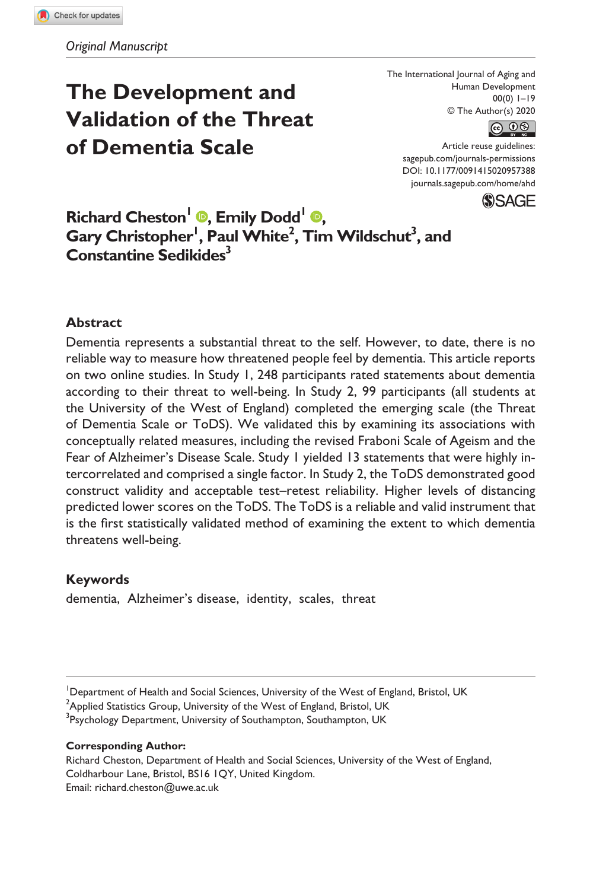*Original Manuscript*

# The Development and Validation of the Threat of Dementia Scale

**Richard Cheston[1], Emily Dodd[1], Gary Christopher[1], Paul White[2], Tim Wildschut[3], and Constantine Sedikides[3]**

The International Journal of Aging and Human Development
00(0) 1–19
© The Author(s) 2020
Article reuse guidelines: sagepub.com/journals-permissions
DOI: 10.1177/0091415020957388
journals.sagepub.com/home/ahd

## Abstract

Dementia represents a substantial threat to the self. However, to date, there is no reliable way to measure how threatened people feel by dementia. This article reports on two online studies. In Study 1, 248 participants rated statements about dementia according to their threat to well-being. In Study 2, 99 participants (all students at the University of the West of England) completed the emerging scale (the Threat of Dementia Scale or ToDS). We validated this by examining its associations with conceptually related measures, including the revised Fraboni Scale of Ageism and the Fear of Alzheimer's Disease Scale. Study 1 yielded 13 statements that were highly intercorrelated and comprised a single factor. In Study 2, the ToDS demonstrated good construct validity and acceptable test–retest reliability. Higher levels of distancing predicted lower scores on the ToDS. The ToDS is a reliable and valid instrument that is the first statistically validated method of examining the extent to which dementia threatens well-being.

### Keywords

dementia, Alzheimer's disease, identity, scales, threat

---

[1]Department of Health and Social Sciences, University of the West of England, Bristol, UK
[2]Applied Statistics Group, University of the West of England, Bristol, UK
[3]Psychology Department, University of Southampton, Southampton, UK

**Corresponding Author:**
Richard Cheston, Department of Health and Social Sciences, University of the West of England, Coldharbour Lane, Bristol, BS16 1QY, United Kingdom.
Email: richard.cheston@uwe.ac.uk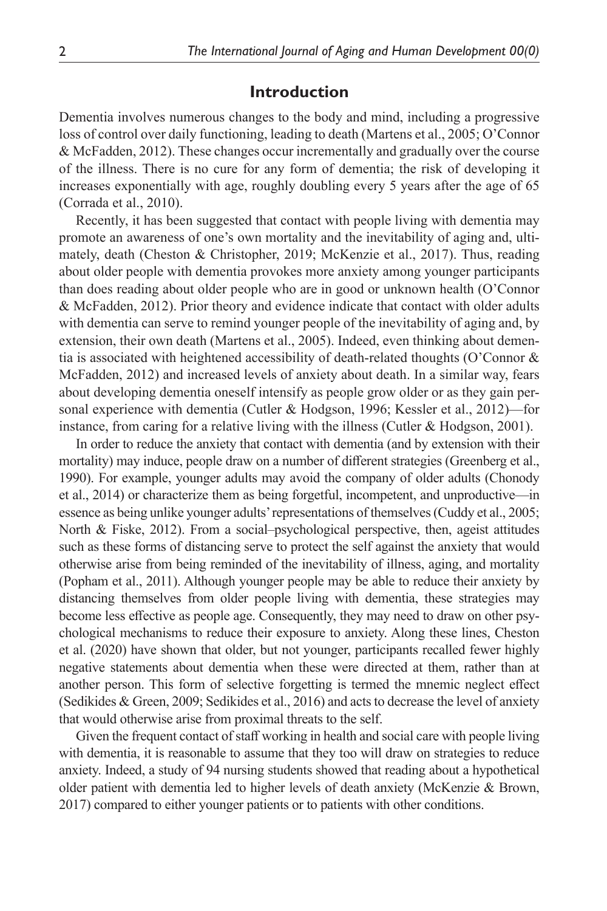## Introduction

Dementia involves numerous changes to the body and mind, including a progressive loss of control over daily functioning, leading to death (Martens et al., 2005; O'Connor & McFadden, 2012). These changes occur incrementally and gradually over the course of the illness. There is no cure for any form of dementia; the risk of developing it increases exponentially with age, roughly doubling every 5 years after the age of 65 (Corrada et al., 2010).

Recently, it has been suggested that contact with people living with dementia may promote an awareness of one's own mortality and the inevitability of aging and, ultimately, death (Cheston & Christopher, 2019; McKenzie et al., 2017). Thus, reading about older people with dementia provokes more anxiety among younger participants than does reading about older people who are in good or unknown health (O'Connor & McFadden, 2012). Prior theory and evidence indicate that contact with older adults with dementia can serve to remind younger people of the inevitability of aging and, by extension, their own death (Martens et al., 2005). Indeed, even thinking about dementia is associated with heightened accessibility of death-related thoughts (O'Connor & McFadden, 2012) and increased levels of anxiety about death. In a similar way, fears about developing dementia oneself intensify as people grow older or as they gain personal experience with dementia (Cutler & Hodgson, 1996; Kessler et al., 2012)—for instance, from caring for a relative living with the illness (Cutler & Hodgson, 2001).

In order to reduce the anxiety that contact with dementia (and by extension with their mortality) may induce, people draw on a number of different strategies (Greenberg et al., 1990). For example, younger adults may avoid the company of older adults (Chonody et al., 2014) or characterize them as being forgetful, incompetent, and unproductive—in essence as being unlike younger adults' representations of themselves (Cuddy et al., 2005; North & Fiske, 2012). From a social–psychological perspective, then, ageist attitudes such as these forms of distancing serve to protect the self against the anxiety that would otherwise arise from being reminded of the inevitability of illness, aging, and mortality (Popham et al., 2011). Although younger people may be able to reduce their anxiety by distancing themselves from older people living with dementia, these strategies may become less effective as people age. Consequently, they may need to draw on other psychological mechanisms to reduce their exposure to anxiety. Along these lines, Cheston et al. (2020) have shown that older, but not younger, participants recalled fewer highly negative statements about dementia when these were directed at them, rather than at another person. This form of selective forgetting is termed the mnemic neglect effect (Sedikides & Green, 2009; Sedikides et al., 2016) and acts to decrease the level of anxiety that would otherwise arise from proximal threats to the self.

Given the frequent contact of staff working in health and social care with people living with dementia, it is reasonable to assume that they too will draw on strategies to reduce anxiety. Indeed, a study of 94 nursing students showed that reading about a hypothetical older patient with dementia led to higher levels of death anxiety (McKenzie & Brown, 2017) compared to either younger patients or to patients with other conditions.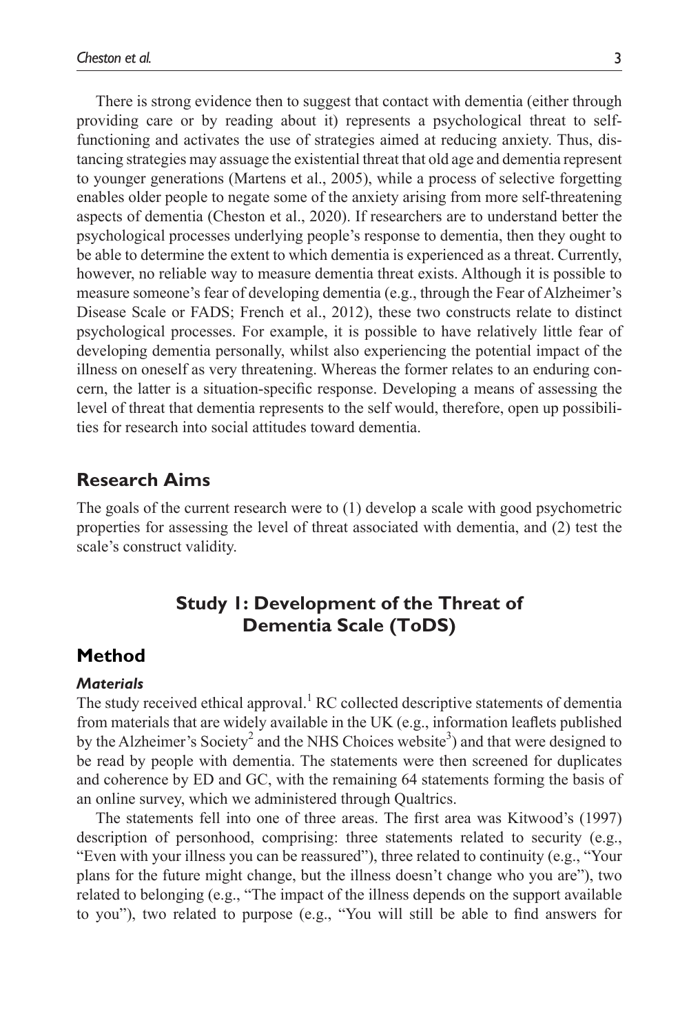There is strong evidence then to suggest that contact with dementia (either through providing care or by reading about it) represents a psychological threat to self-functioning and activates the use of strategies aimed at reducing anxiety. Thus, distancing strategies may assuage the existential threat that old age and dementia represent to younger generations (Martens et al., 2005), while a process of selective forgetting enables older people to negate some of the anxiety arising from more self-threatening aspects of dementia (Cheston et al., 2020). If researchers are to understand better the psychological processes underlying people's response to dementia, then they ought to be able to determine the extent to which dementia is experienced as a threat. Currently, however, no reliable way to measure dementia threat exists. Although it is possible to measure someone's fear of developing dementia (e.g., through the Fear of Alzheimer's Disease Scale or FADS; French et al., 2012), these two constructs relate to distinct psychological processes. For example, it is possible to have relatively little fear of developing dementia personally, whilst also experiencing the potential impact of the illness on oneself as very threatening. Whereas the former relates to an enduring concern, the latter is a situation-specific response. Developing a means of assessing the level of threat that dementia represents to the self would, therefore, open up possibilities for research into social attitudes toward dementia.

## Research Aims

The goals of the current research were to (1) develop a scale with good psychometric properties for assessing the level of threat associated with dementia, and (2) test the scale's construct validity.

## Study 1: Development of the Threat of Dementia Scale (ToDS)

## Method

### *Materials*

The study received ethical approval.[1] RC collected descriptive statements of dementia from materials that are widely available in the UK (e.g., information leaflets published by the Alzheimer's Society[2] and the NHS Choices website[3]) and that were designed to be read by people with dementia. The statements were then screened for duplicates and coherence by ED and GC, with the remaining 64 statements forming the basis of an online survey, which we administered through Qualtrics.

The statements fell into one of three areas. The first area was Kitwood's (1997) description of personhood, comprising: three statements related to security (e.g., "Even with your illness you can be reassured"), three related to continuity (e.g., "Your plans for the future might change, but the illness doesn't change who you are"), two related to belonging (e.g., "The impact of the illness depends on the support available to you"), two related to purpose (e.g., "You will still be able to find answers for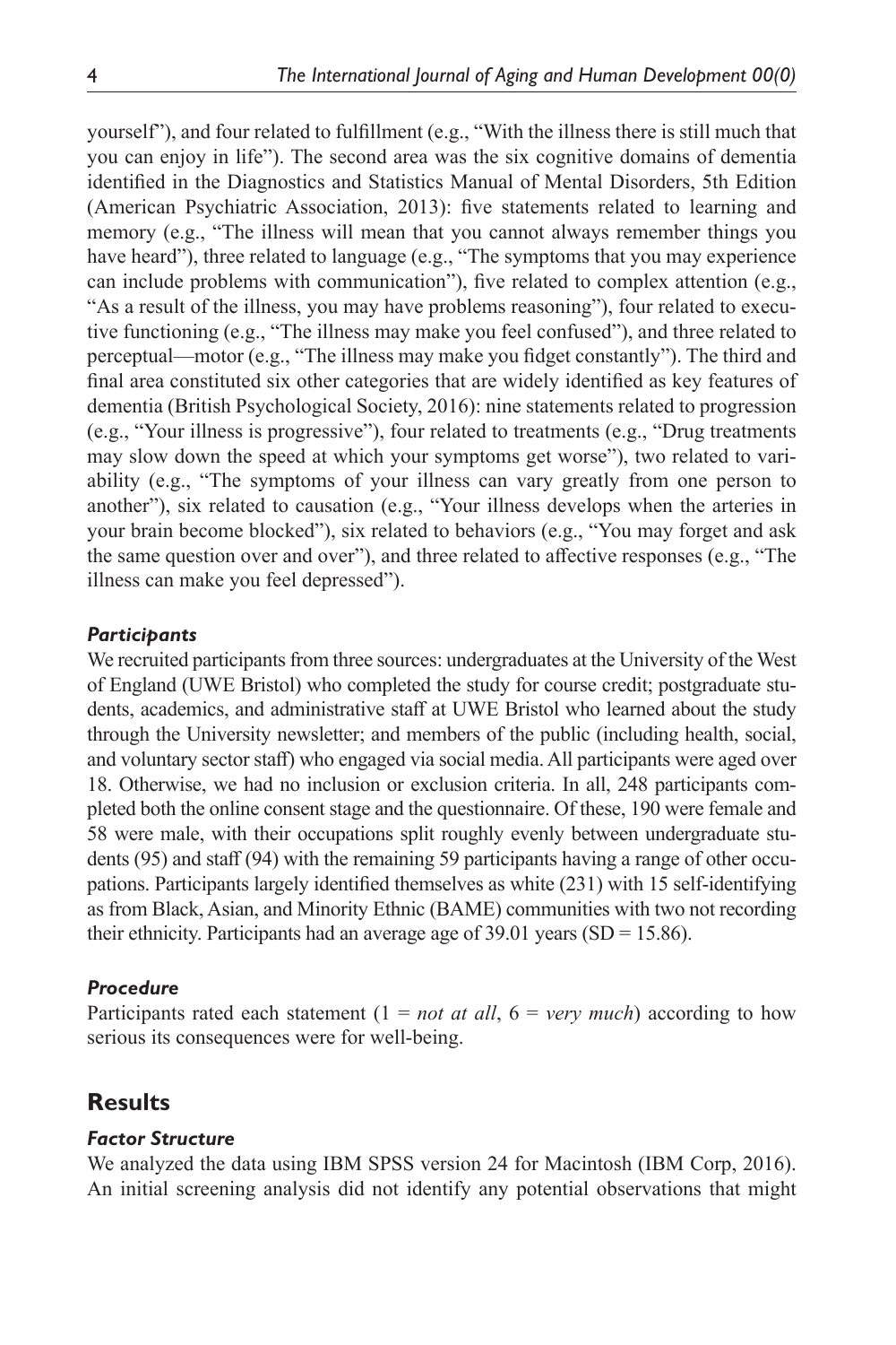yourself"), and four related to fulfillment (e.g., "With the illness there is still much that you can enjoy in life"). The second area was the six cognitive domains of dementia identified in the Diagnostics and Statistics Manual of Mental Disorders, 5th Edition (American Psychiatric Association, 2013): five statements related to learning and memory (e.g., "The illness will mean that you cannot always remember things you have heard"), three related to language (e.g., "The symptoms that you may experience can include problems with communication"), five related to complex attention (e.g., "As a result of the illness, you may have problems reasoning"), four related to executive functioning (e.g., "The illness may make you feel confused"), and three related to perceptual—motor (e.g., "The illness may make you fidget constantly"). The third and final area constituted six other categories that are widely identified as key features of dementia (British Psychological Society, 2016): nine statements related to progression (e.g., "Your illness is progressive"), four related to treatments (e.g., "Drug treatments may slow down the speed at which your symptoms get worse"), two related to variability (e.g., "The symptoms of your illness can vary greatly from one person to another"), six related to causation (e.g., "Your illness develops when the arteries in your brain become blocked"), six related to behaviors (e.g., "You may forget and ask the same question over and over"), and three related to affective responses (e.g., "The illness can make you feel depressed").

### *Participants*

We recruited participants from three sources: undergraduates at the University of the West of England (UWE Bristol) who completed the study for course credit; postgraduate students, academics, and administrative staff at UWE Bristol who learned about the study through the University newsletter; and members of the public (including health, social, and voluntary sector staff) who engaged via social media. All participants were aged over 18. Otherwise, we had no inclusion or exclusion criteria. In all, 248 participants completed both the online consent stage and the questionnaire. Of these, 190 were female and 58 were male, with their occupations split roughly evenly between undergraduate students (95) and staff (94) with the remaining 59 participants having a range of other occupations. Participants largely identified themselves as white (231) with 15 self-identifying as from Black, Asian, and Minority Ethnic (BAME) communities with two not recording their ethnicity. Participants had an average age of 39.01 years ($SD = 15.86$).

### *Procedure*

Participants rated each statement (1 = *not at all*, 6 = *very much*) according to how serious its consequences were for well-being.

## Results

### *Factor Structure*

We analyzed the data using IBM SPSS version 24 for Macintosh (IBM Corp, 2016). An initial screening analysis did not identify any potential observations that might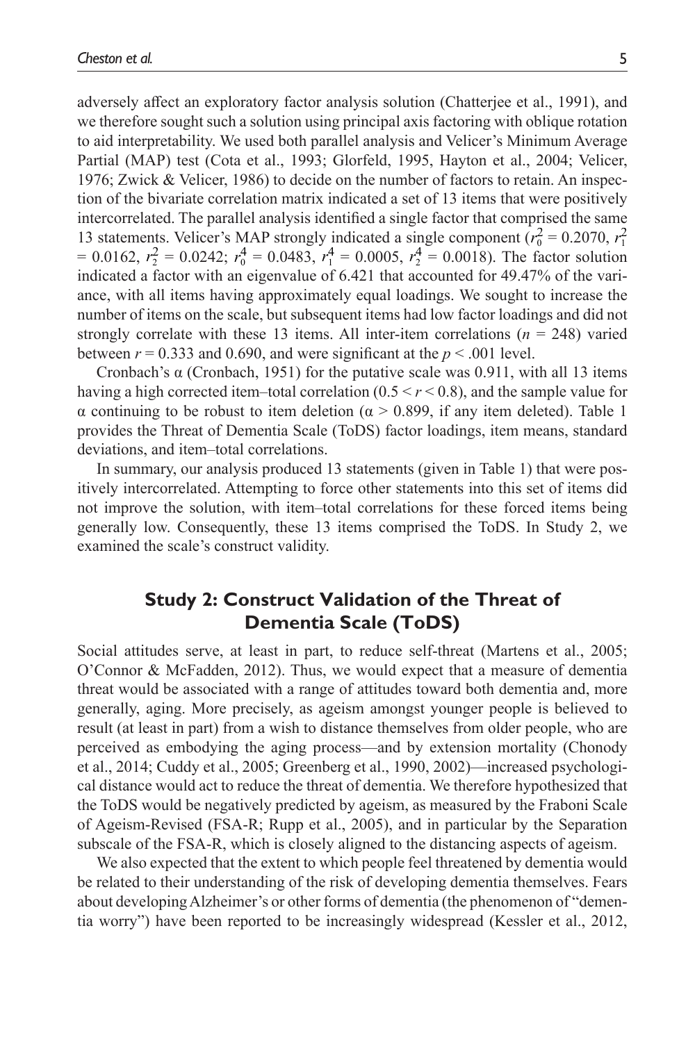adversely affect an exploratory factor analysis solution (Chatterjee et al., 1991), and we therefore sought such a solution using principal axis factoring with oblique rotation to aid interpretability. We used both parallel analysis and Velicer's Minimum Average Partial (MAP) test (Cota et al., 1993; Glorfeld, 1995, Hayton et al., 2004; Velicer, 1976; Zwick & Velicer, 1986) to decide on the number of factors to retain. An inspection of the bivariate correlation matrix indicated a set of 13 items that were positively intercorrelated. The parallel analysis identified a single factor that comprised the same 13 statements. Velicer's MAP strongly indicated a single component ($r_0^2 = 0.2070$, $r_1^2 = 0.0162$, $r_2^2 = 0.0242$; $r_0^4 = 0.0483$, $r_1^4 = 0.0005$, $r_2^4 = 0.0018$). The factor solution indicated a factor with an eigenvalue of 6.421 that accounted for 49.47% of the variance, with all items having approximately equal loadings. We sought to increase the number of items on the scale, but subsequent items had low factor loadings and did not strongly correlate with these 13 items. All inter-item correlations ($n = 248$) varied between $r = 0.333$ and 0.690, and were significant at the $p < .001$ level.

Cronbach's α (Cronbach, 1951) for the putative scale was 0.911, with all 13 items having a high corrected item–total correlation ($0.5 < r < 0.8$), and the sample value for α continuing to be robust to item deletion ($\alpha > 0.899$, if any item deleted). Table 1 provides the Threat of Dementia Scale (ToDS) factor loadings, item means, standard deviations, and item–total correlations.

In summary, our analysis produced 13 statements (given in Table 1) that were positively intercorrelated. Attempting to force other statements into this set of items did not improve the solution, with item–total correlations for these forced items being generally low. Consequently, these 13 items comprised the ToDS. In Study 2, we examined the scale's construct validity.

## Study 2: Construct Validation of the Threat of Dementia Scale (ToDS)

Social attitudes serve, at least in part, to reduce self-threat (Martens et al., 2005; O'Connor & McFadden, 2012). Thus, we would expect that a measure of dementia threat would be associated with a range of attitudes toward both dementia and, more generally, aging. More precisely, as ageism amongst younger people is believed to result (at least in part) from a wish to distance themselves from older people, who are perceived as embodying the aging process—and by extension mortality (Chonody et al., 2014; Cuddy et al., 2005; Greenberg et al., 1990, 2002)—increased psychological distance would act to reduce the threat of dementia. We therefore hypothesized that the ToDS would be negatively predicted by ageism, as measured by the Fraboni Scale of Ageism-Revised (FSA-R; Rupp et al., 2005), and in particular by the Separation subscale of the FSA-R, which is closely aligned to the distancing aspects of ageism.

We also expected that the extent to which people feel threatened by dementia would be related to their understanding of the risk of developing dementia themselves. Fears about developing Alzheimer's or other forms of dementia (the phenomenon of "dementia worry") have been reported to be increasingly widespread (Kessler et al., 2012,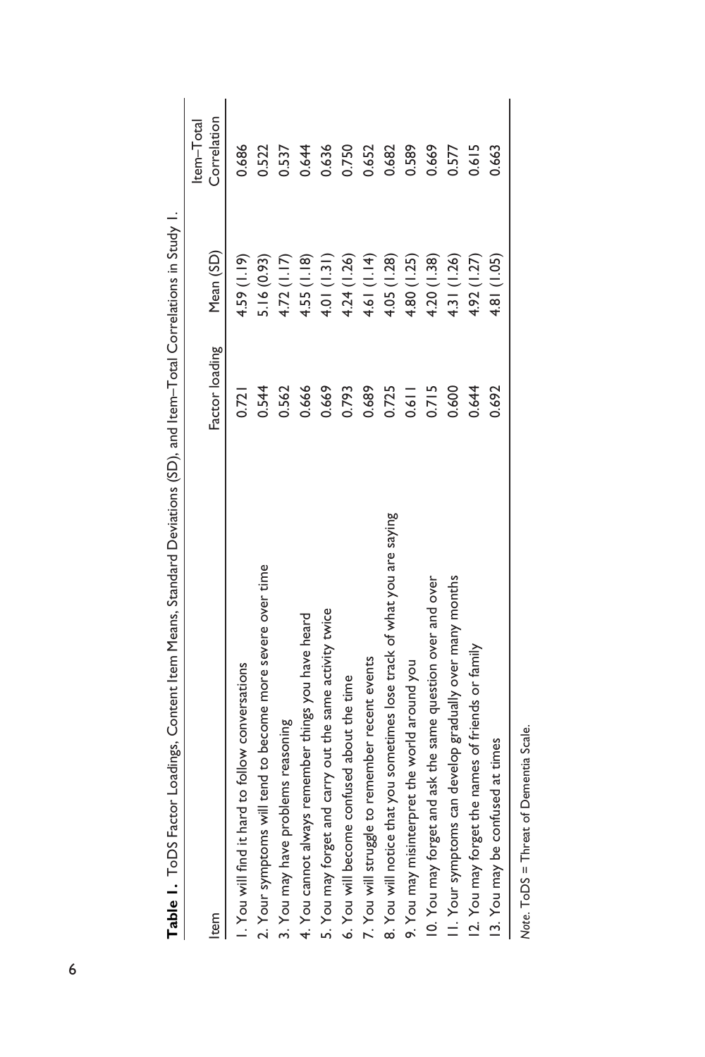**Table 1.** ToDS Factor Loadings, Content Item Means, Standard Deviations (SD), and Item–Total Correlations in Study 1.

| Item | Factor loading | Mean (SD) | Item–Total Correlation |
|---|---|---|---|
| 1. You will find it hard to follow conversations | 0.721 | 4.59 (1.19) | 0.686 |
| 2. Your symptoms will tend to become more severe over time | 0.544 | 5.16 (0.93) | 0.522 |
| 3. You may have problems reasoning | 0.562 | 4.72 (1.17) | 0.537 |
| 4. You cannot always remember things you have heard | 0.666 | 4.55 (1.18) | 0.644 |
| 5. You may forget and carry out the same activity twice | 0.669 | 4.01 (1.31) | 0.636 |
| 6. You will become confused about the time | 0.793 | 4.24 (1.26) | 0.750 |
| 7. You will struggle to remember recent events | 0.689 | 4.61 (1.14) | 0.652 |
| 8. You will notice that you sometimes lose track of what you are saying | 0.725 | 4.05 (1.28) | 0.682 |
| 9. You may misinterpret the world around you | 0.611 | 4.80 (1.25) | 0.589 |
| 10. You may forget and ask the same question over and over | 0.715 | 4.20 (1.38) | 0.669 |
| 11. Your symptoms can develop gradually over many months | 0.600 | 4.31 (1.26) | 0.577 |
| 12. You may forget the names of friends or family | 0.644 | 4.92 (1.27) | 0.615 |
| 13. You may be confused at times | 0.692 | 4.81 (1.05) | 0.663 |

*Note*. ToDS = Threat of Dementia Scale.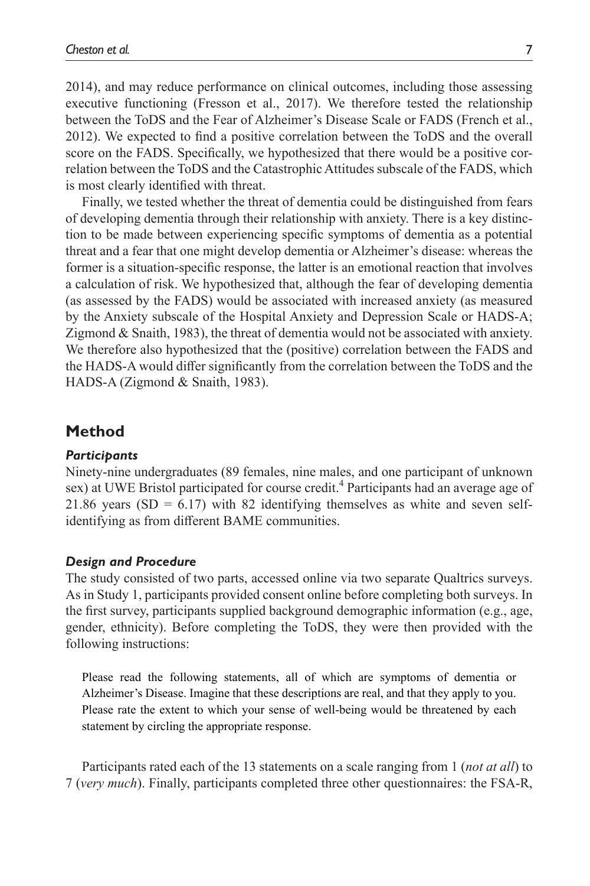2014), and may reduce performance on clinical outcomes, including those assessing executive functioning (Fresson et al., 2017). We therefore tested the relationship between the ToDS and the Fear of Alzheimer's Disease Scale or FADS (French et al., 2012). We expected to find a positive correlation between the ToDS and the overall score on the FADS. Specifically, we hypothesized that there would be a positive correlation between the ToDS and the Catastrophic Attitudes subscale of the FADS, which is most clearly identified with threat.

Finally, we tested whether the threat of dementia could be distinguished from fears of developing dementia through their relationship with anxiety. There is a key distinction to be made between experiencing specific symptoms of dementia as a potential threat and a fear that one might develop dementia or Alzheimer's disease: whereas the former is a situation-specific response, the latter is an emotional reaction that involves a calculation of risk. We hypothesized that, although the fear of developing dementia (as assessed by the FADS) would be associated with increased anxiety (as measured by the Anxiety subscale of the Hospital Anxiety and Depression Scale or HADS-A; Zigmond & Snaith, 1983), the threat of dementia would not be associated with anxiety. We therefore also hypothesized that the (positive) correlation between the FADS and the HADS-A would differ significantly from the correlation between the ToDS and the HADS-A (Zigmond & Snaith, 1983).

## Method

### *Participants*

Ninety-nine undergraduates (89 females, nine males, and one participant of unknown sex) at UWE Bristol participated for course credit.[4] Participants had an average age of 21.86 years (SD = 6.17) with 82 identifying themselves as white and seven self-identifying as from different BAME communities.

### *Design and Procedure*

The study consisted of two parts, accessed online via two separate Qualtrics surveys. As in Study 1, participants provided consent online before completing both surveys. In the first survey, participants supplied background demographic information (e.g., age, gender, ethnicity). Before completing the ToDS, they were then provided with the following instructions:

> Please read the following statements, all of which are symptoms of dementia or Alzheimer's Disease. Imagine that these descriptions are real, and that they apply to you. Please rate the extent to which your sense of well-being would be threatened by each statement by circling the appropriate response.

Participants rated each of the 13 statements on a scale ranging from 1 (*not at all*) to 7 (*very much*). Finally, participants completed three other questionnaires: the FSA-R,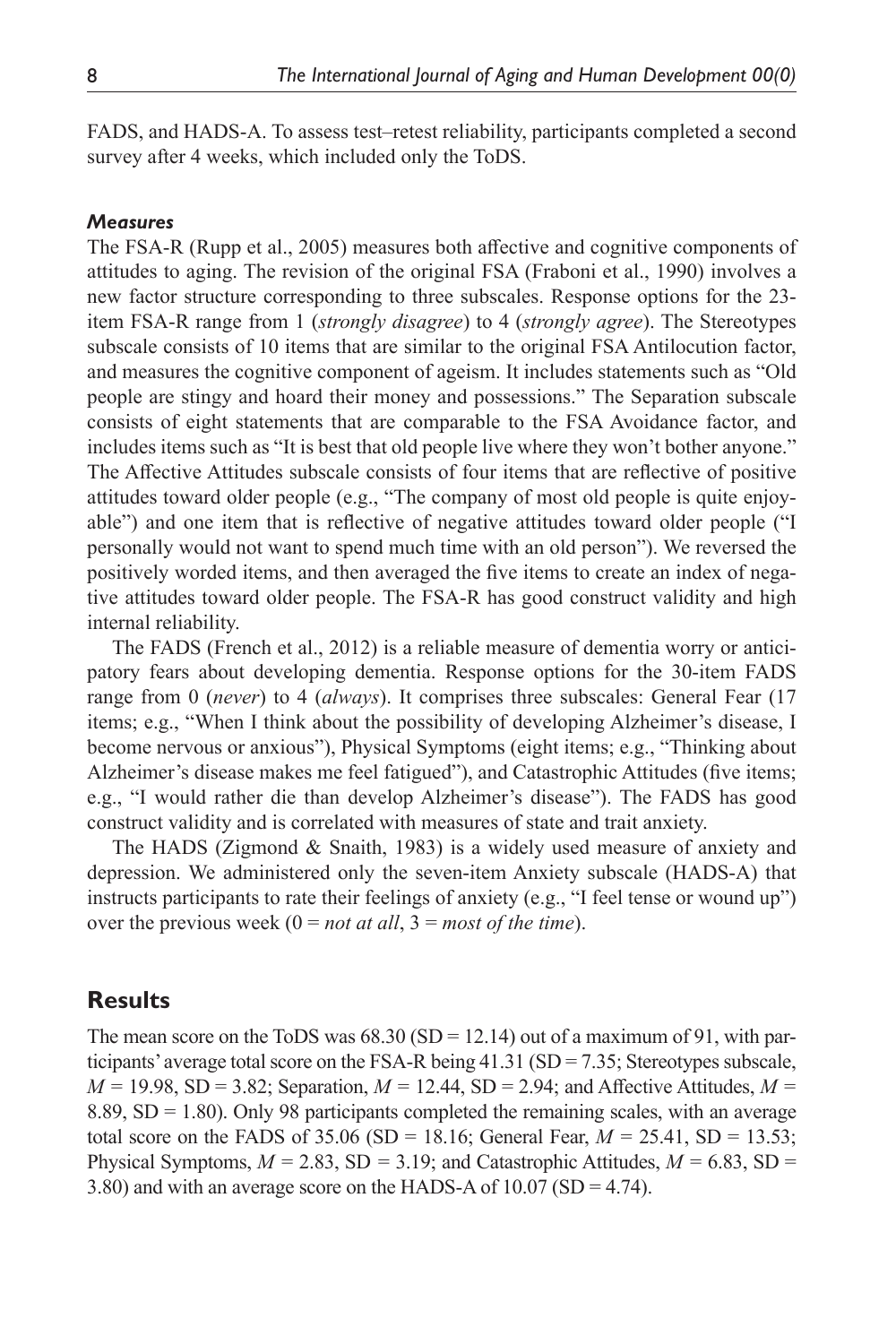FADS, and HADS-A. To assess test–retest reliability, participants completed a second survey after 4 weeks, which included only the ToDS.

### *Measures*

The FSA-R (Rupp et al., 2005) measures both affective and cognitive components of attitudes to aging. The revision of the original FSA (Fraboni et al., 1990) involves a new factor structure corresponding to three subscales. Response options for the 23-item FSA-R range from 1 (*strongly disagree*) to 4 (*strongly agree*). The Stereotypes subscale consists of 10 items that are similar to the original FSA Antilocution factor, and measures the cognitive component of ageism. It includes statements such as "Old people are stingy and hoard their money and possessions." The Separation subscale consists of eight statements that are comparable to the FSA Avoidance factor, and includes items such as "It is best that old people live where they won't bother anyone." The Affective Attitudes subscale consists of four items that are reflective of positive attitudes toward older people (e.g., "The company of most old people is quite enjoyable") and one item that is reflective of negative attitudes toward older people ("I personally would not want to spend much time with an old person"). We reversed the positively worded items, and then averaged the five items to create an index of negative attitudes toward older people. The FSA-R has good construct validity and high internal reliability.

The FADS (French et al., 2012) is a reliable measure of dementia worry or anticipatory fears about developing dementia. Response options for the 30-item FADS range from 0 (*never*) to 4 (*always*). It comprises three subscales: General Fear (17 items; e.g., "When I think about the possibility of developing Alzheimer's disease, I become nervous or anxious"), Physical Symptoms (eight items; e.g., "Thinking about Alzheimer's disease makes me feel fatigued"), and Catastrophic Attitudes (five items; e.g., "I would rather die than develop Alzheimer's disease"). The FADS has good construct validity and is correlated with measures of state and trait anxiety.

The HADS (Zigmond & Snaith, 1983) is a widely used measure of anxiety and depression. We administered only the seven-item Anxiety subscale (HADS-A) that instructs participants to rate their feelings of anxiety (e.g., "I feel tense or wound up") over the previous week (0 = *not at all*, 3 = *most of the time*).

## Results

The mean score on the ToDS was 68.30 (SD = 12.14) out of a maximum of 91, with participants' average total score on the FSA-R being 41.31 (SD = 7.35; Stereotypes subscale, $M = 19.98$, SD = 3.82; Separation, $M = 12.44$, SD = 2.94; and Affective Attitudes, $M = 8.89$, SD = 1.80). Only 98 participants completed the remaining scales, with an average total score on the FADS of 35.06 (SD = 18.16; General Fear, $M = 25.41$, SD = 13.53; Physical Symptoms, $M = 2.83$, SD = 3.19; and Catastrophic Attitudes, $M = 6.83$, SD = 3.80) and with an average score on the HADS-A of 10.07 (SD = 4.74).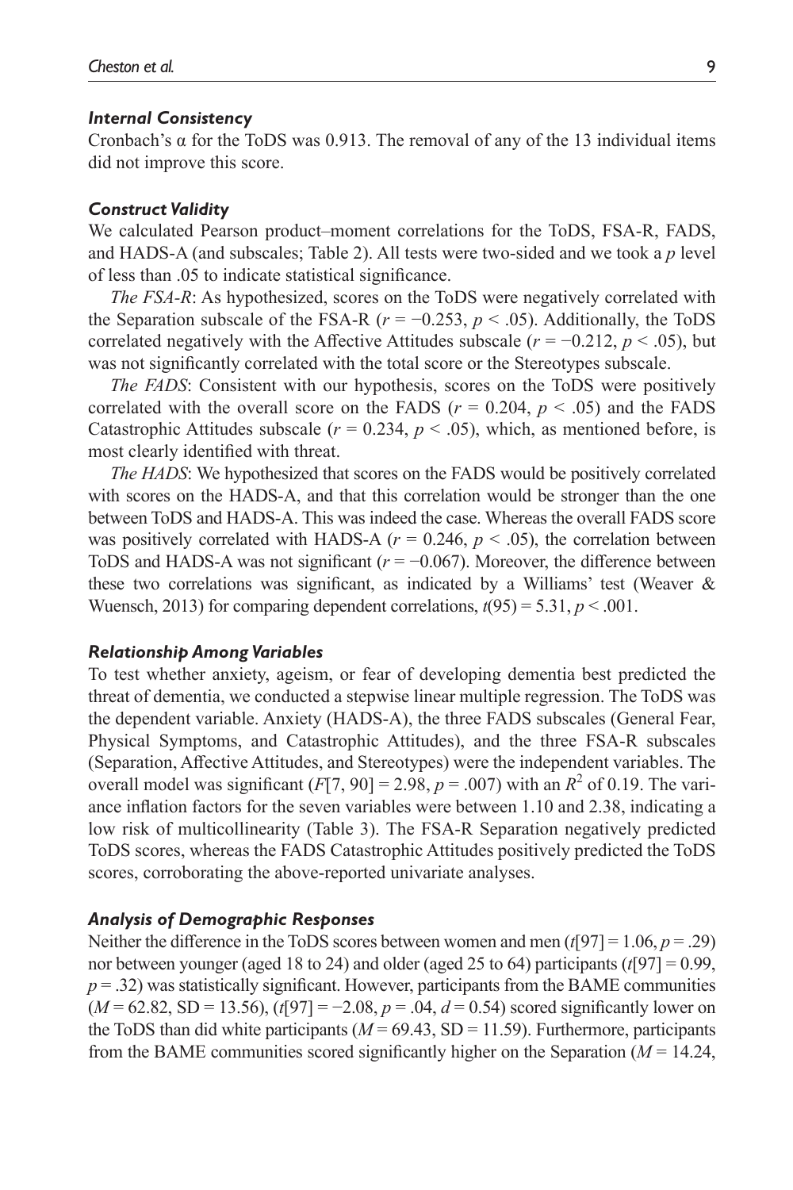### *Internal Consistency*

Cronbach's α for the ToDS was 0.913. The removal of any of the 13 individual items did not improve this score.

### *Construct Validity*

We calculated Pearson product–moment correlations for the ToDS, FSA-R, FADS, and HADS-A (and subscales; Table 2). All tests were two-sided and we took a $p$ level of less than .05 to indicate statistical significance.

*The FSA-R*: As hypothesized, scores on the ToDS were negatively correlated with the Separation subscale of the FSA-R ($r = -0.253$, $p < .05$). Additionally, the ToDS correlated negatively with the Affective Attitudes subscale ($r = -0.212$, $p < .05$), but was not significantly correlated with the total score or the Stereotypes subscale.

*The FADS*: Consistent with our hypothesis, scores on the ToDS were positively correlated with the overall score on the FADS ($r = 0.204$, $p < .05$) and the FADS Catastrophic Attitudes subscale ($r = 0.234$, $p < .05$), which, as mentioned before, is most clearly identified with threat.

*The HADS*: We hypothesized that scores on the FADS would be positively correlated with scores on the HADS-A, and that this correlation would be stronger than the one between ToDS and HADS-A. This was indeed the case. Whereas the overall FADS score was positively correlated with HADS-A ($r = 0.246$, $p < .05$), the correlation between ToDS and HADS-A was not significant ($r = -0.067$). Moreover, the difference between these two correlations was significant, as indicated by a Williams' test (Weaver & Wuensch, 2013) for comparing dependent correlations, $t(95) = 5.31$, $p < .001$.

### *Relationship Among Variables*

To test whether anxiety, ageism, or fear of developing dementia best predicted the threat of dementia, we conducted a stepwise linear multiple regression. The ToDS was the dependent variable. Anxiety (HADS-A), the three FADS subscales (General Fear, Physical Symptoms, and Catastrophic Attitudes), and the three FSA-R subscales (Separation, Affective Attitudes, and Stereotypes) were the independent variables. The overall model was significant ($F[7, 90] = 2.98$, $p = .007$) with an $R^2$ of 0.19. The variance inflation factors for the seven variables were between 1.10 and 2.38, indicating a low risk of multicollinearity (Table 3). The FSA-R Separation negatively predicted ToDS scores, whereas the FADS Catastrophic Attitudes positively predicted the ToDS scores, corroborating the above-reported univariate analyses.

### *Analysis of Demographic Responses*

Neither the difference in the ToDS scores between women and men ($t[97] = 1.06$, $p = .29$) nor between younger (aged 18 to 24) and older (aged 25 to 64) participants ($t[97] = 0.99$, $p = .32$) was statistically significant. However, participants from the BAME communities ($M = 62.82$, SD = 13.56), ($t[97] = -2.08$, $p = .04$, $d = 0.54$) scored significantly lower on the ToDS than did white participants ($M = 69.43$, SD = 11.59). Furthermore, participants from the BAME communities scored significantly higher on the Separation ($M = 14.24$,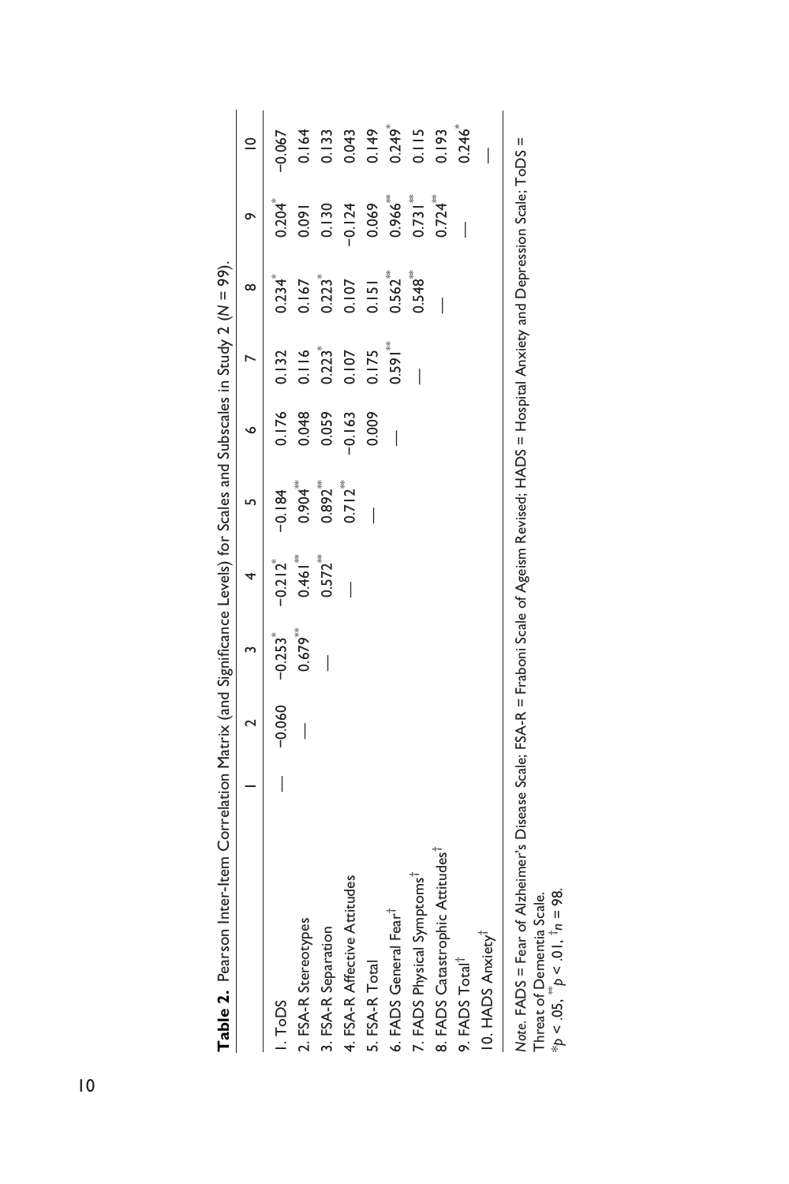**Table 2.** Pearson Inter-Item Correlation Matrix (and Significance Levels) for Scales and Subscales in Study 2 ($N = 99$).

| | 1 | 2 | 3 | 4 | 5 | 6 | 7 | 8 | 9 | 10 |
|---|---|---|---|---|---|---|---|---|---|---|
| 1. ToDS | — | −0.060 | −0.253* | −0.212* | −0.184 | 0.176 | 0.132 | 0.234* | 0.204* | −0.067 |
| 2. FSA-R Stereotypes | | — | 0.679** | 0.461** | 0.904** | 0.048 | 0.116 | 0.167 | 0.091 | 0.164 |
| 3. FSA-R Separation | | | — | 0.572** | 0.892** | 0.059 | 0.223* | 0.223* | 0.130 | 0.133 |
| 4. FSA-R Affective Attitudes | | | | — | 0.712** | −0.163 | 0.107 | 0.107 | −0.124 | 0.043 |
| 5. FSA-R Total | | | | | — | 0.009 | 0.175 | 0.151 | 0.069 | 0.149 |
| 6. FADS General Fear† | | | | | | — | 0.591** | 0.562** | 0.966** | 0.249* |
| 7. FADS Physical Symptoms† | | | | | | | — | 0.548** | 0.731** | 0.115 |
| 8. FADS Catastrophic Attitudes† | | | | | | | | — | 0.724** | 0.193 |
| 9. FADS Total† | | | | | | | | | — | 0.246* |
| 10. HADS Anxiety† | | | | | | | | | | — |

*Note.* FADS = Fear of Alzheimer's Disease Scale; FSA-R = Fraboni Scale of Ageism Revised; HADS = Hospital Anxiety and Depression Scale; ToDS = Threat of Dementia Scale.
*$p < .05$, **$p < .01$, †$n = 98$.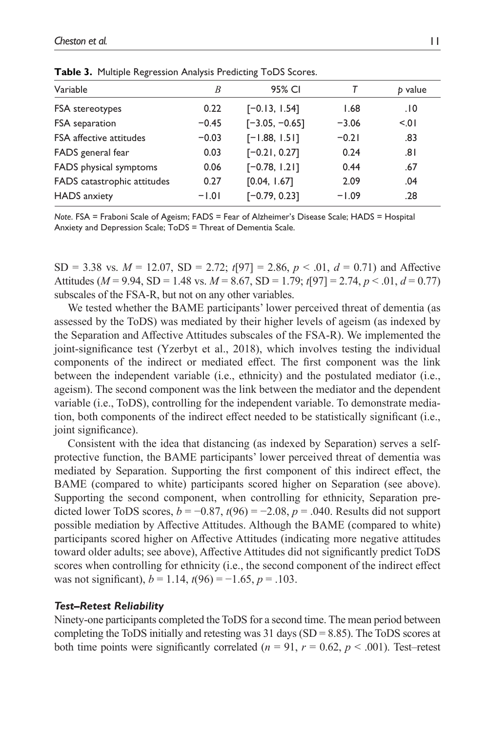**Table 3.** Multiple Regression Analysis Predicting ToDS Scores.

| Variable | *B* | 95% CI | *T* | *p* value |
|---|---|---|---|---|
| FSA stereotypes | 0.22 | [−0.13, 1.54] | 1.68 | .10 |
| FSA separation | −0.45 | [−3.05, −0.65] | −3.06 | <.01 |
| FSA affective attitudes | −0.03 | [−1.88, 1.51] | −0.21 | .83 |
| FADS general fear | 0.03 | [−0.21, 0.27] | 0.24 | .81 |
| FADS physical symptoms | 0.06 | [−0.78, 1.21] | 0.44 | .67 |
| FADS catastrophic attitudes | 0.27 | [0.04, 1.67] | 2.09 | .04 |
| HADS anxiety | −1.01 | [−0.79, 0.23] | −1.09 | .28 |

*Note*. FSA = Fraboni Scale of Ageism; FADS = Fear of Alzheimer's Disease Scale; HADS = Hospital Anxiety and Depression Scale; ToDS = Threat of Dementia Scale.

SD = 3.38 vs. $M = 12.07$, SD = 2.72; $t[97] = 2.86$, $p < .01$, $d = 0.71$) and Affective Attitudes ($M = 9.94$, SD = 1.48 vs. $M = 8.67$, SD = 1.79; $t[97] = 2.74$, $p < .01$, $d = 0.77$) subscales of the FSA-R, but not on any other variables.

We tested whether the BAME participants' lower perceived threat of dementia (as assessed by the ToDS) was mediated by their higher levels of ageism (as indexed by the Separation and Affective Attitudes subscales of the FSA-R). We implemented the joint-significance test (Yzerbyt et al., 2018), which involves testing the individual components of the indirect or mediated effect. The first component was the link between the independent variable (i.e., ethnicity) and the postulated mediator (i.e., ageism). The second component was the link between the mediator and the dependent variable (i.e., ToDS), controlling for the independent variable. To demonstrate mediation, both components of the indirect effect needed to be statistically significant (i.e., joint significance).

Consistent with the idea that distancing (as indexed by Separation) serves a self-protective function, the BAME participants' lower perceived threat of dementia was mediated by Separation. Supporting the first component of this indirect effect, the BAME (compared to white) participants scored higher on Separation (see above). Supporting the second component, when controlling for ethnicity, Separation predicted lower ToDS scores, $b = -0.87$, $t(96) = -2.08$, $p = .040$. Results did not support possible mediation by Affective Attitudes. Although the BAME (compared to white) participants scored higher on Affective Attitudes (indicating more negative attitudes toward older adults; see above), Affective Attitudes did not significantly predict ToDS scores when controlling for ethnicity (i.e., the second component of the indirect effect was not significant), $b = 1.14$, $t(96) = -1.65$, $p = .103$.

### *Test–Retest Reliability*

Ninety-one participants completed the ToDS for a second time. The mean period between completing the ToDS initially and retesting was 31 days (SD = 8.85). The ToDS scores at both time points were significantly correlated ($n = 91$, $r = 0.62$, $p < .001$). Test–retest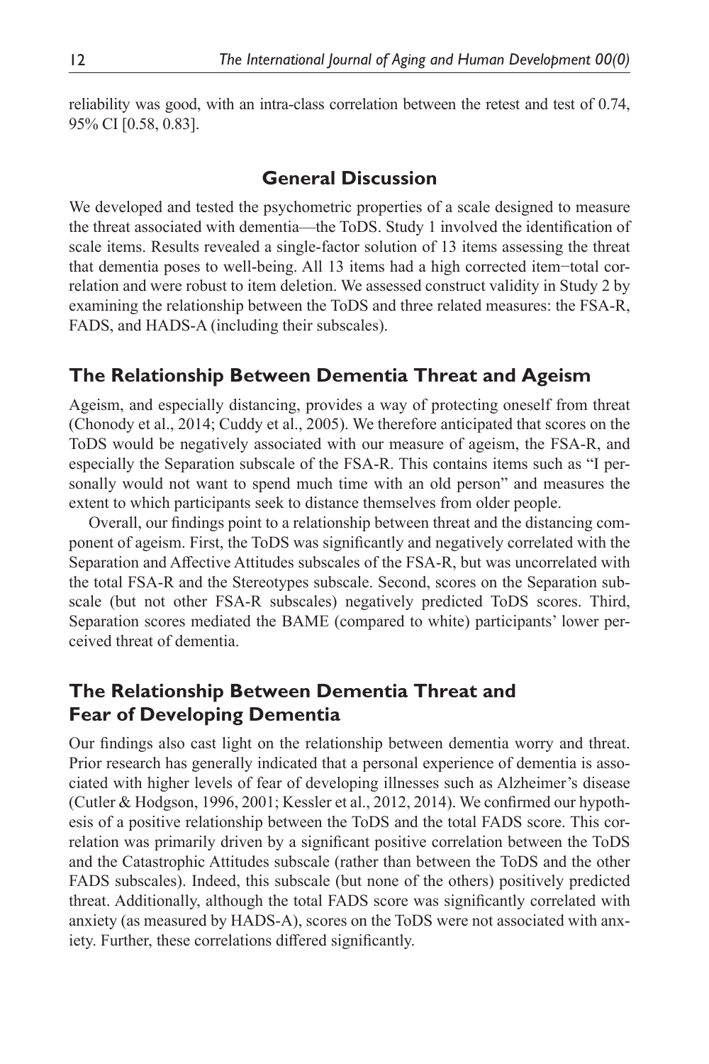reliability was good, with an intra-class correlation between the retest and test of 0.74, 95% CI [0.58, 0.83].

## General Discussion

We developed and tested the psychometric properties of a scale designed to measure the threat associated with dementia—the ToDS. Study 1 involved the identification of scale items. Results revealed a single-factor solution of 13 items assessing the threat that dementia poses to well-being. All 13 items had a high corrected item−total correlation and were robust to item deletion. We assessed construct validity in Study 2 by examining the relationship between the ToDS and three related measures: the FSA-R, FADS, and HADS-A (including their subscales).

### The Relationship Between Dementia Threat and Ageism

Ageism, and especially distancing, provides a way of protecting oneself from threat (Chonody et al., 2014; Cuddy et al., 2005). We therefore anticipated that scores on the ToDS would be negatively associated with our measure of ageism, the FSA-R, and especially the Separation subscale of the FSA-R. This contains items such as "I personally would not want to spend much time with an old person" and measures the extent to which participants seek to distance themselves from older people.

Overall, our findings point to a relationship between threat and the distancing component of ageism. First, the ToDS was significantly and negatively correlated with the Separation and Affective Attitudes subscales of the FSA-R, but was uncorrelated with the total FSA-R and the Stereotypes subscale. Second, scores on the Separation subscale (but not other FSA-R subscales) negatively predicted ToDS scores. Third, Separation scores mediated the BAME (compared to white) participants' lower perceived threat of dementia.

### The Relationship Between Dementia Threat and Fear of Developing Dementia

Our findings also cast light on the relationship between dementia worry and threat. Prior research has generally indicated that a personal experience of dementia is associated with higher levels of fear of developing illnesses such as Alzheimer's disease (Cutler & Hodgson, 1996, 2001; Kessler et al., 2012, 2014). We confirmed our hypothesis of a positive relationship between the ToDS and the total FADS score. This correlation was primarily driven by a significant positive correlation between the ToDS and the Catastrophic Attitudes subscale (rather than between the ToDS and the other FADS subscales). Indeed, this subscale (but none of the others) positively predicted threat. Additionally, although the total FADS score was significantly correlated with anxiety (as measured by HADS-A), scores on the ToDS were not associated with anxiety. Further, these correlations differed significantly.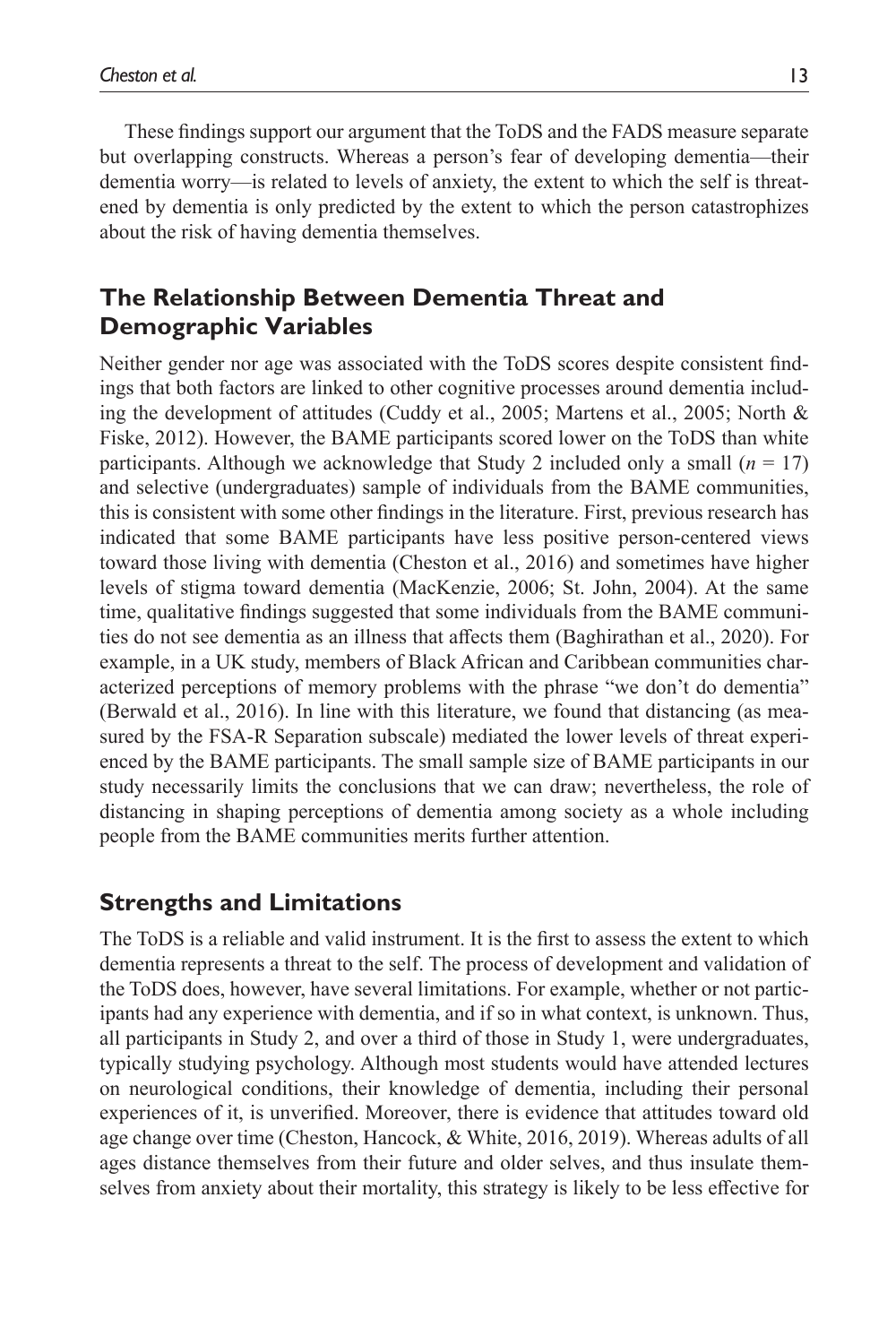These findings support our argument that the ToDS and the FADS measure separate but overlapping constructs. Whereas a person's fear of developing dementia—their dementia worry—is related to levels of anxiety, the extent to which the self is threatened by dementia is only predicted by the extent to which the person catastrophizes about the risk of having dementia themselves.

## The Relationship Between Dementia Threat and Demographic Variables

Neither gender nor age was associated with the ToDS scores despite consistent findings that both factors are linked to other cognitive processes around dementia including the development of attitudes (Cuddy et al., 2005; Martens et al., 2005; North & Fiske, 2012). However, the BAME participants scored lower on the ToDS than white participants. Although we acknowledge that Study 2 included only a small ($n$ = 17) and selective (undergraduates) sample of individuals from the BAME communities, this is consistent with some other findings in the literature. First, previous research has indicated that some BAME participants have less positive person-centered views toward those living with dementia (Cheston et al., 2016) and sometimes have higher levels of stigma toward dementia (MacKenzie, 2006; St. John, 2004). At the same time, qualitative findings suggested that some individuals from the BAME communities do not see dementia as an illness that affects them (Baghirathan et al., 2020). For example, in a UK study, members of Black African and Caribbean communities characterized perceptions of memory problems with the phrase "we don't do dementia" (Berwald et al., 2016). In line with this literature, we found that distancing (as measured by the FSA-R Separation subscale) mediated the lower levels of threat experienced by the BAME participants. The small sample size of BAME participants in our study necessarily limits the conclusions that we can draw; nevertheless, the role of distancing in shaping perceptions of dementia among society as a whole including people from the BAME communities merits further attention.

## Strengths and Limitations

The ToDS is a reliable and valid instrument. It is the first to assess the extent to which dementia represents a threat to the self. The process of development and validation of the ToDS does, however, have several limitations. For example, whether or not participants had any experience with dementia, and if so in what context, is unknown. Thus, all participants in Study 2, and over a third of those in Study 1, were undergraduates, typically studying psychology. Although most students would have attended lectures on neurological conditions, their knowledge of dementia, including their personal experiences of it, is unverified. Moreover, there is evidence that attitudes toward old age change over time (Cheston, Hancock, & White, 2016, 2019). Whereas adults of all ages distance themselves from their future and older selves, and thus insulate themselves from anxiety about their mortality, this strategy is likely to be less effective for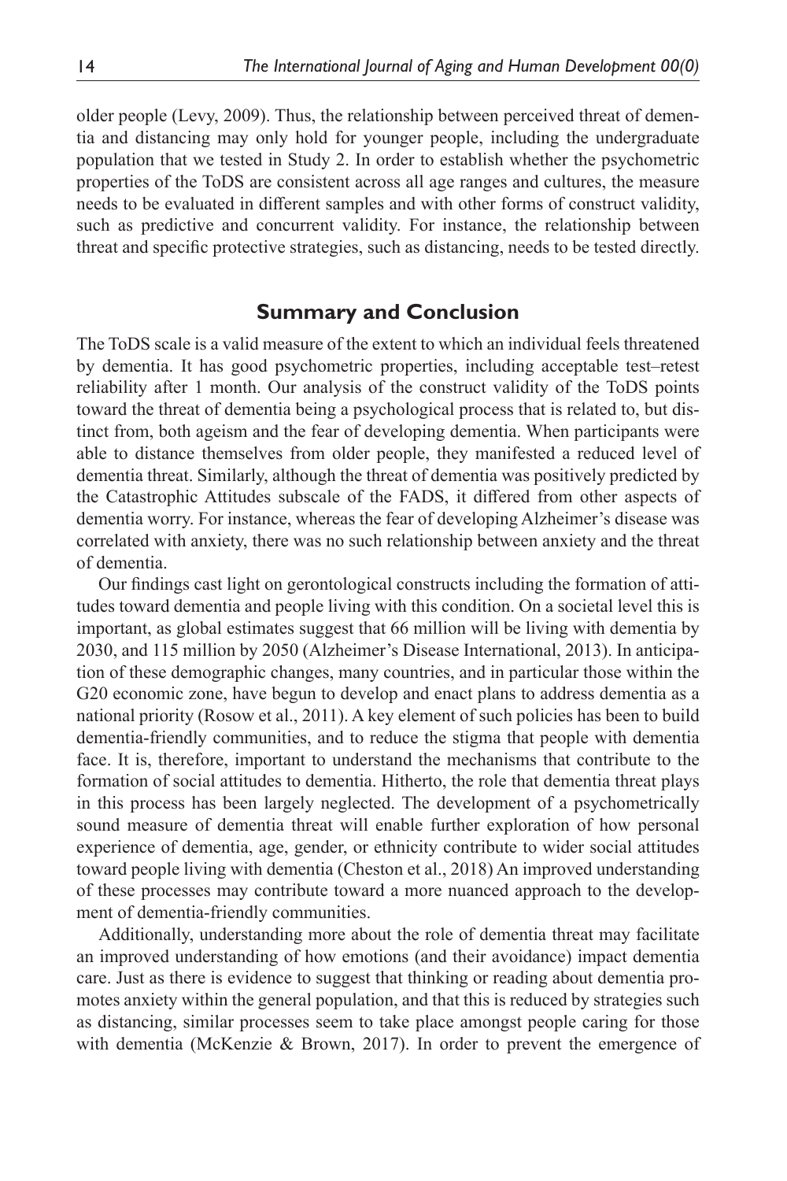older people (Levy, 2009). Thus, the relationship between perceived threat of dementia and distancing may only hold for younger people, including the undergraduate population that we tested in Study 2. In order to establish whether the psychometric properties of the ToDS are consistent across all age ranges and cultures, the measure needs to be evaluated in different samples and with other forms of construct validity, such as predictive and concurrent validity. For instance, the relationship between threat and specific protective strategies, such as distancing, needs to be tested directly.

## Summary and Conclusion

The ToDS scale is a valid measure of the extent to which an individual feels threatened by dementia. It has good psychometric properties, including acceptable test–retest reliability after 1 month. Our analysis of the construct validity of the ToDS points toward the threat of dementia being a psychological process that is related to, but distinct from, both ageism and the fear of developing dementia. When participants were able to distance themselves from older people, they manifested a reduced level of dementia threat. Similarly, although the threat of dementia was positively predicted by the Catastrophic Attitudes subscale of the FADS, it differed from other aspects of dementia worry. For instance, whereas the fear of developing Alzheimer's disease was correlated with anxiety, there was no such relationship between anxiety and the threat of dementia.

Our findings cast light on gerontological constructs including the formation of attitudes toward dementia and people living with this condition. On a societal level this is important, as global estimates suggest that 66 million will be living with dementia by 2030, and 115 million by 2050 (Alzheimer's Disease International, 2013). In anticipation of these demographic changes, many countries, and in particular those within the G20 economic zone, have begun to develop and enact plans to address dementia as a national priority (Rosow et al., 2011). A key element of such policies has been to build dementia-friendly communities, and to reduce the stigma that people with dementia face. It is, therefore, important to understand the mechanisms that contribute to the formation of social attitudes to dementia. Hitherto, the role that dementia threat plays in this process has been largely neglected. The development of a psychometrically sound measure of dementia threat will enable further exploration of how personal experience of dementia, age, gender, or ethnicity contribute to wider social attitudes toward people living with dementia (Cheston et al., 2018) An improved understanding of these processes may contribute toward a more nuanced approach to the development of dementia-friendly communities.

Additionally, understanding more about the role of dementia threat may facilitate an improved understanding of how emotions (and their avoidance) impact dementia care. Just as there is evidence to suggest that thinking or reading about dementia promotes anxiety within the general population, and that this is reduced by strategies such as distancing, similar processes seem to take place amongst people caring for those with dementia (McKenzie & Brown, 2017). In order to prevent the emergence of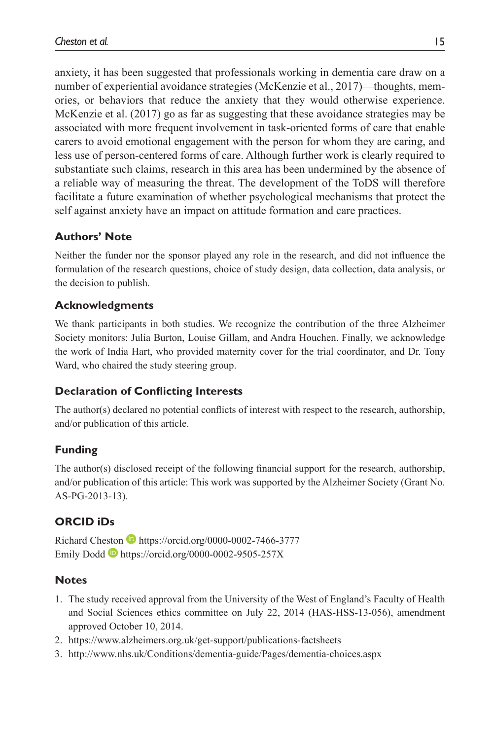anxiety, it has been suggested that professionals working in dementia care draw on a number of experiential avoidance strategies (McKenzie et al., 2017)—thoughts, memories, or behaviors that reduce the anxiety that they would otherwise experience. McKenzie et al. (2017) go as far as suggesting that these avoidance strategies may be associated with more frequent involvement in task-oriented forms of care that enable carers to avoid emotional engagement with the person for whom they are caring, and less use of person-centered forms of care. Although further work is clearly required to substantiate such claims, research in this area has been undermined by the absence of a reliable way of measuring the threat. The development of the ToDS will therefore facilitate a future examination of whether psychological mechanisms that protect the self against anxiety have an impact on attitude formation and care practices.

## Authors' Note

Neither the funder nor the sponsor played any role in the research, and did not influence the formulation of the research questions, choice of study design, data collection, data analysis, or the decision to publish.

## Acknowledgments

We thank participants in both studies. We recognize the contribution of the three Alzheimer Society monitors: Julia Burton, Louise Gillam, and Andra Houchen. Finally, we acknowledge the work of India Hart, who provided maternity cover for the trial coordinator, and Dr. Tony Ward, who chaired the study steering group.

## Declaration of Conflicting Interests

The author(s) declared no potential conflicts of interest with respect to the research, authorship, and/or publication of this article.

## Funding

The author(s) disclosed receipt of the following financial support for the research, authorship, and/or publication of this article: This work was supported by the Alzheimer Society (Grant No. AS-PG-2013-13).

## ORCID iDs

Richard Cheston https://orcid.org/0000-0002-7466-3777
Emily Dodd https://orcid.org/0000-0002-9505-257X

## Notes

1. The study received approval from the University of the West of England's Faculty of Health and Social Sciences ethics committee on July 22, 2014 (HAS-HSS-13-056), amendment approved October 10, 2014.
2. https://www.alzheimers.org.uk/get-support/publications-factsheets
3. http://www.nhs.uk/Conditions/dementia-guide/Pages/dementia-choices.aspx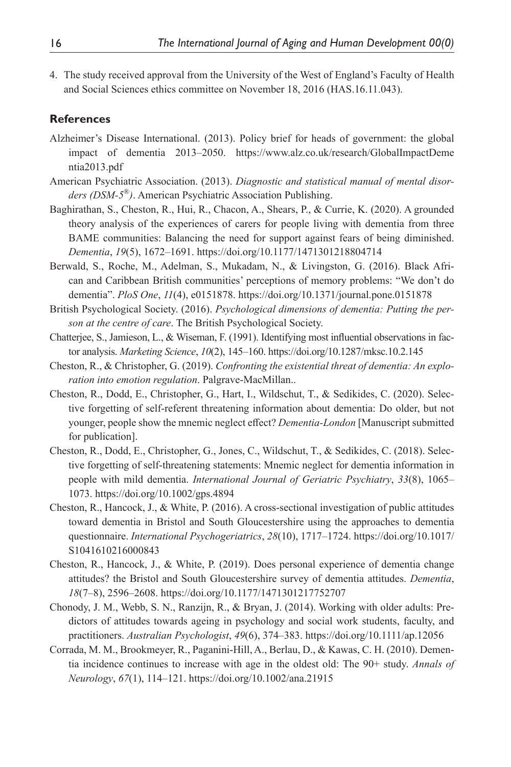4. The study received approval from the University of the West of England's Faculty of Health and Social Sciences ethics committee on November 18, 2016 (HAS.16.11.043).

## References

Alzheimer's Disease International. (2013). Policy brief for heads of government: the global impact of dementia 2013–2050. https://www.alz.co.uk/research/GlobalImpactDementia2013.pdf

American Psychiatric Association. (2013). *Diagnostic and statistical manual of mental disorders (DSM-5®)*. American Psychiatric Association Publishing.

Baghirathan, S., Cheston, R., Hui, R., Chacon, A., Shears, P., & Currie, K. (2020). A grounded theory analysis of the experiences of carers for people living with dementia from three BAME communities: Balancing the need for support against fears of being diminished. *Dementia*, *19*(5), 1672–1691. https://doi.org/10.1177/1471301218804714

Berwald, S., Roche, M., Adelman, S., Mukadam, N., & Livingston, G. (2016). Black African and Caribbean British communities' perceptions of memory problems: "We don't do dementia". *PloS One*, *11*(4), e0151878. https://doi.org/10.1371/journal.pone.0151878

British Psychological Society. (2016). *Psychological dimensions of dementia: Putting the person at the centre of care*. The British Psychological Society.

Chatterjee, S., Jamieson, L., & Wiseman, F. (1991). Identifying most influential observations in factor analysis. *Marketing Science*, *10*(2), 145–160. https://doi.org/10.1287/mksc.10.2.145

Cheston, R., & Christopher, G. (2019). *Confronting the existential threat of dementia: An exploration into emotion regulation*. Palgrave-MacMillan..

Cheston, R., Dodd, E., Christopher, G., Hart, I., Wildschut, T., & Sedikides, C. (2020). Selective forgetting of self-referent threatening information about dementia: Do older, but not younger, people show the mnemic neglect effect? *Dementia-London* [Manuscript submitted for publication].

Cheston, R., Dodd, E., Christopher, G., Jones, C., Wildschut, T., & Sedikides, C. (2018). Selective forgetting of self-threatening statements: Mnemic neglect for dementia information in people with mild dementia. *International Journal of Geriatric Psychiatry*, *33*(8), 1065–1073. https://doi.org/10.1002/gps.4894

Cheston, R., Hancock, J., & White, P. (2016). A cross-sectional investigation of public attitudes toward dementia in Bristol and South Gloucestershire using the approaches to dementia questionnaire. *International Psychogeriatrics*, *28*(10), 1717–1724. https://doi.org/10.1017/S1041610216000843

Cheston, R., Hancock, J., & White, P. (2019). Does personal experience of dementia change attitudes? the Bristol and South Gloucestershire survey of dementia attitudes. *Dementia*, *18*(7–8), 2596–2608. https://doi.org/10.1177/1471301217752707

Chonody, J. M., Webb, S. N., Ranzijn, R., & Bryan, J. (2014). Working with older adults: Predictors of attitudes towards ageing in psychology and social work students, faculty, and practitioners. *Australian Psychologist*, *49*(6), 374–383. https://doi.org/10.1111/ap.12056

Corrada, M. M., Brookmeyer, R., Paganini-Hill, A., Berlau, D., & Kawas, C. H. (2010). Dementia incidence continues to increase with age in the oldest old: The 90+ study. *Annals of Neurology*, *67*(1), 114–121. https://doi.org/10.1002/ana.21915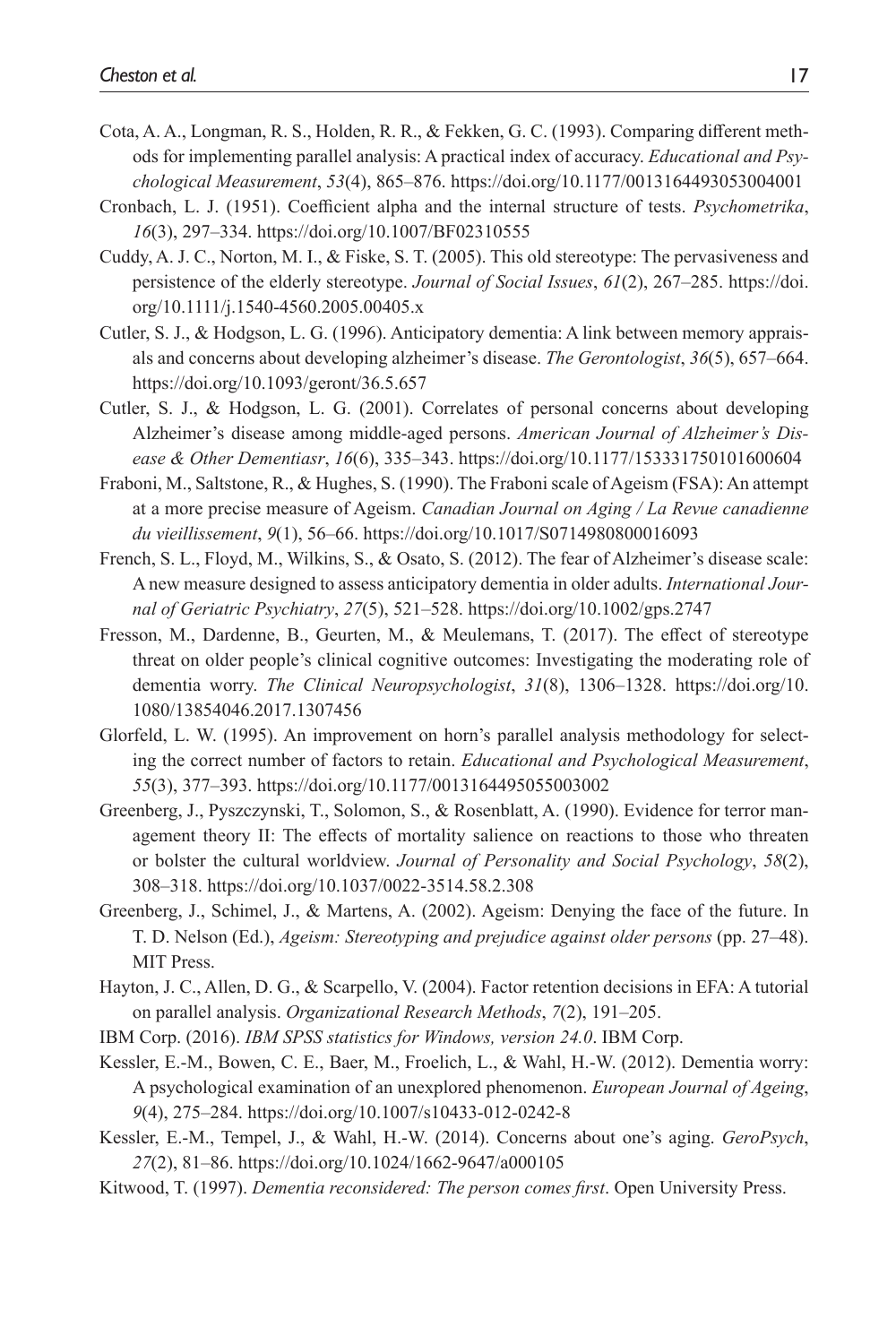Cota, A. A., Longman, R. S., Holden, R. R., & Fekken, G. C. (1993). Comparing different methods for implementing parallel analysis: A practical index of accuracy. *Educational and Psychological Measurement*, *53*(4), 865–876. https://doi.org/10.1177/0013164493053004001

Cronbach, L. J. (1951). Coefficient alpha and the internal structure of tests. *Psychometrika*, *16*(3), 297–334. https://doi.org/10.1007/BF02310555

Cuddy, A. J. C., Norton, M. I., & Fiske, S. T. (2005). This old stereotype: The pervasiveness and persistence of the elderly stereotype. *Journal of Social Issues*, *61*(2), 267–285. https://doi.org/10.1111/j.1540-4560.2005.00405.x

Cutler, S. J., & Hodgson, L. G. (1996). Anticipatory dementia: A link between memory appraisals and concerns about developing alzheimer's disease. *The Gerontologist*, *36*(5), 657–664. https://doi.org/10.1093/geront/36.5.657

Cutler, S. J., & Hodgson, L. G. (2001). Correlates of personal concerns about developing Alzheimer's disease among middle-aged persons. *American Journal of Alzheimer's Disease & Other Dementiasr*, *16*(6), 335–343. https://doi.org/10.1177/153331750101600604

Fraboni, M., Saltstone, R., & Hughes, S. (1990). The Fraboni scale of Ageism (FSA): An attempt at a more precise measure of Ageism. *Canadian Journal on Aging / La Revue canadienne du vieillissement*, *9*(1), 56–66. https://doi.org/10.1017/S0714980800016093

French, S. L., Floyd, M., Wilkins, S., & Osato, S. (2012). The fear of Alzheimer's disease scale: A new measure designed to assess anticipatory dementia in older adults. *International Journal of Geriatric Psychiatry*, *27*(5), 521–528. https://doi.org/10.1002/gps.2747

Fresson, M., Dardenne, B., Geurten, M., & Meulemans, T. (2017). The effect of stereotype threat on older people's clinical cognitive outcomes: Investigating the moderating role of dementia worry. *The Clinical Neuropsychologist*, *31*(8), 1306–1328. https://doi.org/10.1080/13854046.2017.1307456

Glorfeld, L. W. (1995). An improvement on horn's parallel analysis methodology for selecting the correct number of factors to retain. *Educational and Psychological Measurement*, *55*(3), 377–393. https://doi.org/10.1177/0013164495055003002

Greenberg, J., Pyszczynski, T., Solomon, S., & Rosenblatt, A. (1990). Evidence for terror management theory II: The effects of mortality salience on reactions to those who threaten or bolster the cultural worldview. *Journal of Personality and Social Psychology*, *58*(2), 308–318. https://doi.org/10.1037/0022-3514.58.2.308

Greenberg, J., Schimel, J., & Martens, A. (2002). Ageism: Denying the face of the future. In T. D. Nelson (Ed.), *Ageism: Stereotyping and prejudice against older persons* (pp. 27–48). MIT Press.

Hayton, J. C., Allen, D. G., & Scarpello, V. (2004). Factor retention decisions in EFA: A tutorial on parallel analysis. *Organizational Research Methods*, *7*(2), 191–205.

IBM Corp. (2016). *IBM SPSS statistics for Windows, version 24.0*. IBM Corp.

Kessler, E.-M., Bowen, C. E., Baer, M., Froelich, L., & Wahl, H.-W. (2012). Dementia worry: A psychological examination of an unexplored phenomenon. *European Journal of Ageing*, *9*(4), 275–284. https://doi.org/10.1007/s10433-012-0242-8

Kessler, E.-M., Tempel, J., & Wahl, H.-W. (2014). Concerns about one's aging. *GeroPsych*, *27*(2), 81–86. https://doi.org/10.1024/1662-9647/a000105

Kitwood, T. (1997). *Dementia reconsidered: The person comes first*. Open University Press.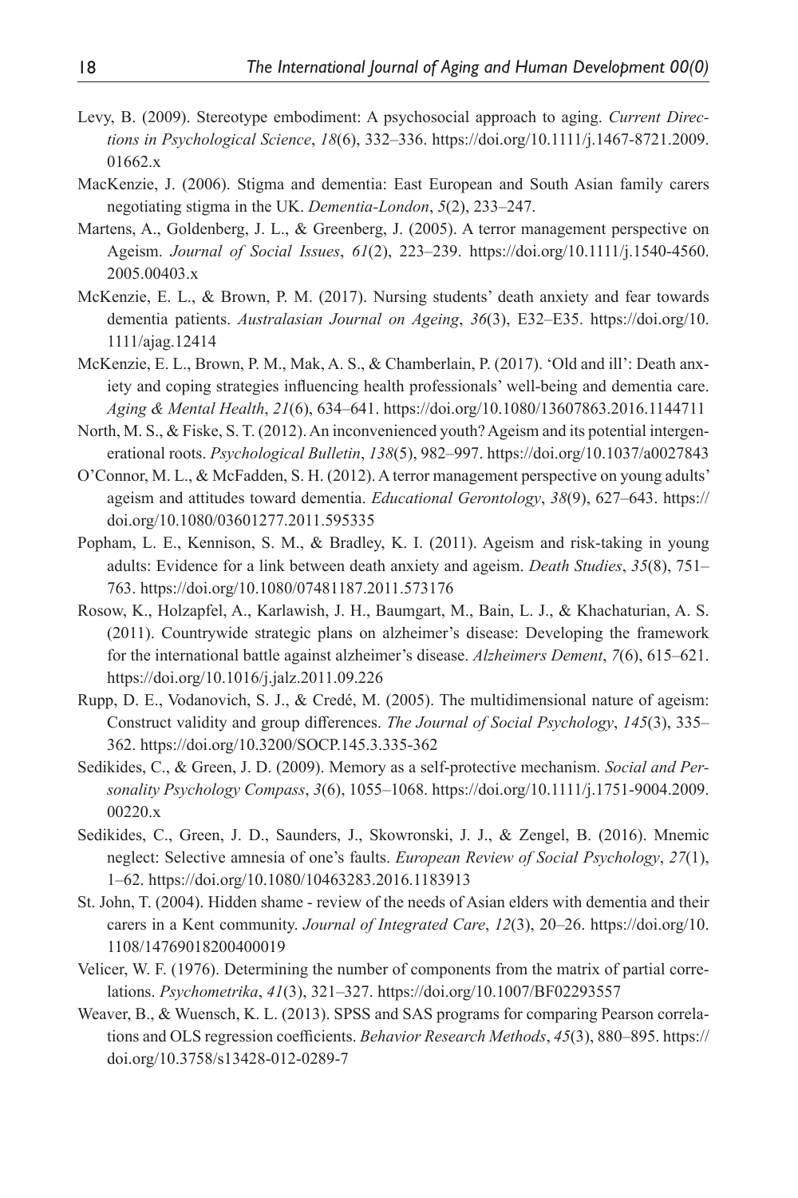Levy, B. (2009). Stereotype embodiment: A psychosocial approach to aging. *Current Directions in Psychological Science*, *18*(6), 332–336. https://doi.org/10.1111/j.1467-8721.2009.01662.x

MacKenzie, J. (2006). Stigma and dementia: East European and South Asian family carers negotiating stigma in the UK. *Dementia-London*, *5*(2), 233–247.

Martens, A., Goldenberg, J. L., & Greenberg, J. (2005). A terror management perspective on Ageism. *Journal of Social Issues*, *61*(2), 223–239. https://doi.org/10.1111/j.1540-4560.2005.00403.x

McKenzie, E. L., & Brown, P. M. (2017). Nursing students' death anxiety and fear towards dementia patients. *Australasian Journal on Ageing*, *36*(3), E32–E35. https://doi.org/10.1111/ajag.12414

McKenzie, E. L., Brown, P. M., Mak, A. S., & Chamberlain, P. (2017). 'Old and ill': Death anxiety and coping strategies influencing health professionals' well-being and dementia care. *Aging & Mental Health*, *21*(6), 634–641. https://doi.org/10.1080/13607863.2016.1144711

North, M. S., & Fiske, S. T. (2012). An inconvenienced youth? Ageism and its potential intergenerational roots. *Psychological Bulletin*, *138*(5), 982–997. https://doi.org/10.1037/a0027843

O'Connor, M. L., & McFadden, S. H. (2012). A terror management perspective on young adults' ageism and attitudes toward dementia. *Educational Gerontology*, *38*(9), 627–643. https://doi.org/10.1080/03601277.2011.595335

Popham, L. E., Kennison, S. M., & Bradley, K. I. (2011). Ageism and risk-taking in young adults: Evidence for a link between death anxiety and ageism. *Death Studies*, *35*(8), 751–763. https://doi.org/10.1080/07481187.2011.573176

Rosow, K., Holzapfel, A., Karlawish, J. H., Baumgart, M., Bain, L. J., & Khachaturian, A. S. (2011). Countrywide strategic plans on alzheimer's disease: Developing the framework for the international battle against alzheimer's disease. *Alzheimers Dement*, *7*(6), 615–621. https://doi.org/10.1016/j.jalz.2011.09.226

Rupp, D. E., Vodanovich, S. J., & Credé, M. (2005). The multidimensional nature of ageism: Construct validity and group differences. *The Journal of Social Psychology*, *145*(3), 335–362. https://doi.org/10.3200/SOCP.145.3.335-362

Sedikides, C., & Green, J. D. (2009). Memory as a self-protective mechanism. *Social and Personality Psychology Compass*, *3*(6), 1055–1068. https://doi.org/10.1111/j.1751-9004.2009.00220.x

Sedikides, C., Green, J. D., Saunders, J., Skowronski, J. J., & Zengel, B. (2016). Mnemic neglect: Selective amnesia of one's faults. *European Review of Social Psychology*, *27*(1), 1–62. https://doi.org/10.1080/10463283.2016.1183913

St. John, T. (2004). Hidden shame - review of the needs of Asian elders with dementia and their carers in a Kent community. *Journal of Integrated Care*, *12*(3), 20–26. https://doi.org/10.1108/14769018200400019

Velicer, W. F. (1976). Determining the number of components from the matrix of partial correlations. *Psychometrika*, *41*(3), 321–327. https://doi.org/10.1007/BF02293557

Weaver, B., & Wuensch, K. L. (2013). SPSS and SAS programs for comparing Pearson correlations and OLS regression coefficients. *Behavior Research Methods*, *45*(3), 880–895. https://doi.org/10.3758/s13428-012-0289-7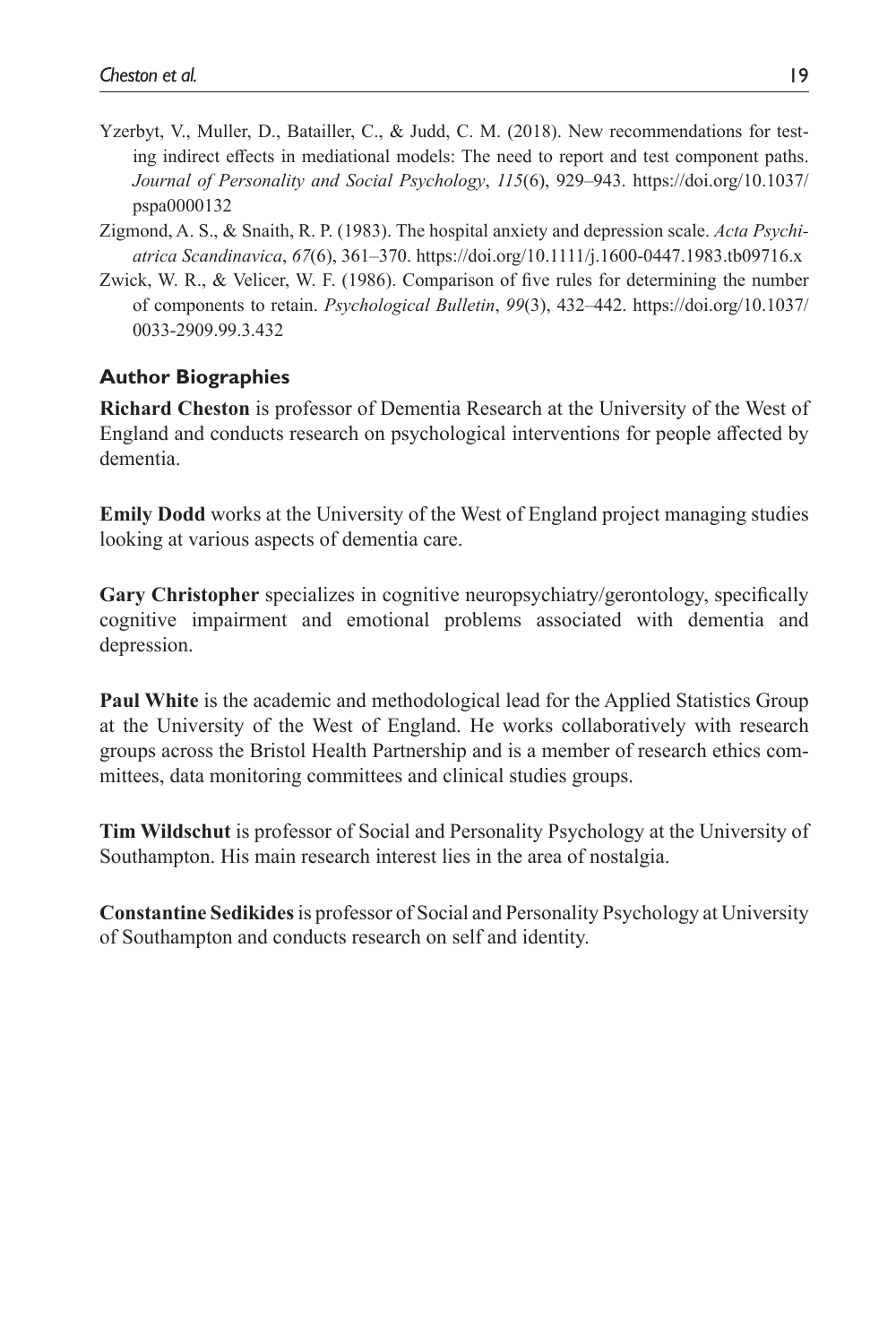Yzerbyt, V., Muller, D., Batailler, C., & Judd, C. M. (2018). New recommendations for testing indirect effects in mediational models: The need to report and test component paths. *Journal of Personality and Social Psychology*, *115*(6), 929–943. https://doi.org/10.1037/pspa0000132

Zigmond, A. S., & Snaith, R. P. (1983). The hospital anxiety and depression scale. *Acta Psychiatrica Scandinavica*, *67*(6), 361–370. https://doi.org/10.1111/j.1600-0447.1983.tb09716.x

Zwick, W. R., & Velicer, W. F. (1986). Comparison of five rules for determining the number of components to retain. *Psychological Bulletin*, *99*(3), 432–442. https://doi.org/10.1037/0033-2909.99.3.432

### Author Biographies

**Richard Cheston** is professor of Dementia Research at the University of the West of England and conducts research on psychological interventions for people affected by dementia.

**Emily Dodd** works at the University of the West of England project managing studies looking at various aspects of dementia care.

**Gary Christopher** specializes in cognitive neuropsychiatry/gerontology, specifically cognitive impairment and emotional problems associated with dementia and depression.

**Paul White** is the academic and methodological lead for the Applied Statistics Group at the University of the West of England. He works collaboratively with research groups across the Bristol Health Partnership and is a member of research ethics committees, data monitoring committees and clinical studies groups.

**Tim Wildschut** is professor of Social and Personality Psychology at the University of Southampton. His main research interest lies in the area of nostalgia.

**Constantine Sedikides** is professor of Social and Personality Psychology at University of Southampton and conducts research on self and identity.